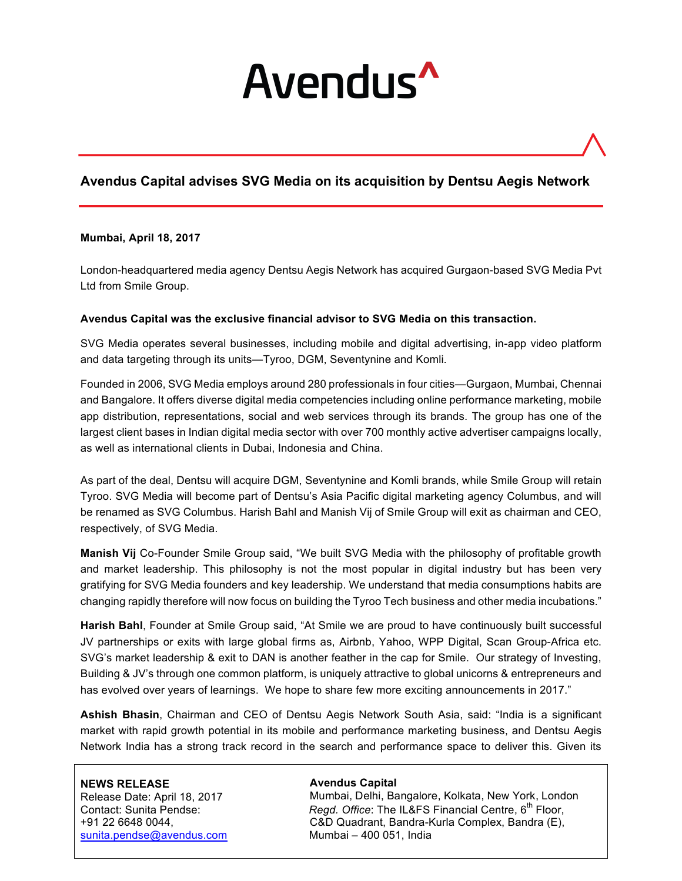# Avendus

## Avendus Capital advises SVG Media on its acquisition by Dentsu Aegis Network

**Mumbai, April 18, 2017**

London-headquartered media agency Dentsu Aegis Network has acquired Gurgaon-based SVG Media Pvt Ltd from Smile Group.

**Avendus Capital was the exclusive financial advisor to SVG Media on this transaction.**

SVG Media operates several businesses, including mobile and digital advertising, in-app video platform and data targeting through its units—Tyroo, DGM, Seventynine and Komli.

Founded in 2006, SVG Media employs around 280 professionals in four cities—Gurgaon, Mumbai, Chennai and Bangalore. It offers diverse digital media competencies including online performance marketing, mobile app distribution, representations, social and web services through its brands. The group has one of the largest client bases in Indian digital media sector with over 700 monthly active advertiser campaigns locally, as well as international clients in Dubai, Indonesia and China.

As part of the deal, Dentsu will acquire DGM, Seventynine and Komli brands, while Smile Group will retain Tyroo. SVG Media will become part of Dentsu's Asia Pacific digital marketing agency Columbus, and will be renamed as SVG Columbus. Harish Bahl and Manish Vij of Smile Group will exit as chairman and CEO, respectively, of SVG Media.

**Manish Vij** Co-Founder Smile Group said, "We built SVG Media with the philosophy of profitable growth and market leadership. This philosophy is not the most popular in digital industry but has been very gratifying for SVG Media founders and key leadership. We understand that media consumptions habits are changing rapidly therefore will now focus on building the Tyroo Tech business and other media incubations."

**Harish Bahl**, Founder at Smile Group said, "At Smile we are proud to have continuously built successful JV partnerships or exits with large global firms as, Airbnb, Yahoo, WPP Digital, Scan Group-Africa etc. SVG's market leadership & exit to DAN is another feather in the cap for Smile. Our strategy of Investing, Building & JV's through one common platform, is uniquely attractive to global unicorns & entrepreneurs and has evolved over years of learnings. We hope to share few more exciting announcements in 2017."

**Ashish Bhasin**, Chairman and CEO of Dentsu Aegis Network South Asia, said: "India is a significant market with rapid growth potential in its mobile and performance marketing business, and Dentsu Aegis Network India has a strong track record in the search and performance space to deliver this. Given its

**NEWS RELEASE**
Release Date: April 18, 2017
Contact: Sunita Pendse:
+91 22 6648 0044,
sunita.pendse@avendus.com

**Avendus Capital**
Mumbai, Delhi, Bangalore, Kolkata, New York, London
*Regd. Office*: The IL&FS Financial Centre, 6th Floor,
C&D Quadrant, Bandra-Kurla Complex, Bandra (E),
Mumbai – 400 051, India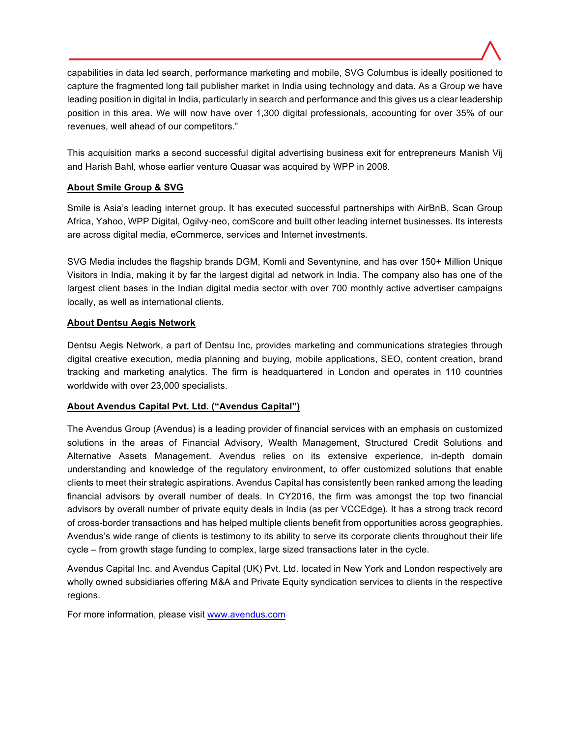capabilities in data led search, performance marketing and mobile, SVG Columbus is ideally positioned to capture the fragmented long tail publisher market in India using technology and data. As a Group we have leading position in digital in India, particularly in search and performance and this gives us a clear leadership position in this area. We will now have over 1,300 digital professionals, accounting for over 35% of our revenues, well ahead of our competitors."

This acquisition marks a second successful digital advertising business exit for entrepreneurs Manish Vij and Harish Bahl, whose earlier venture Quasar was acquired by WPP in 2008.

**About Smile Group & SVG**

Smile is Asia's leading internet group. It has executed successful partnerships with AirBnB, Scan Group Africa, Yahoo, WPP Digital, Ogilvy-neo, comScore and built other leading internet businesses. Its interests are across digital media, eCommerce, services and Internet investments.

SVG Media includes the flagship brands DGM, Komli and Seventynine, and has over 150+ Million Unique Visitors in India, making it by far the largest digital ad network in India. The company also has one of the largest client bases in the Indian digital media sector with over 700 monthly active advertiser campaigns locally, as well as international clients.

**About Dentsu Aegis Network**

Dentsu Aegis Network, a part of Dentsu Inc, provides marketing and communications strategies through digital creative execution, media planning and buying, mobile applications, SEO, content creation, brand tracking and marketing analytics. The firm is headquartered in London and operates in 110 countries worldwide with over 23,000 specialists.

**About Avendus Capital Pvt. Ltd. ("Avendus Capital")**

The Avendus Group (Avendus) is a leading provider of financial services with an emphasis on customized solutions in the areas of Financial Advisory, Wealth Management, Structured Credit Solutions and Alternative Assets Management. Avendus relies on its extensive experience, in-depth domain understanding and knowledge of the regulatory environment, to offer customized solutions that enable clients to meet their strategic aspirations. Avendus Capital has consistently been ranked among the leading financial advisors by overall number of deals. In CY2016, the firm was amongst the top two financial advisors by overall number of private equity deals in India (as per VCCEdge). It has a strong track record of cross-border transactions and has helped multiple clients benefit from opportunities across geographies. Avendus's wide range of clients is testimony to its ability to serve its corporate clients throughout their life cycle – from growth stage funding to complex, large sized transactions later in the cycle.

Avendus Capital Inc. and Avendus Capital (UK) Pvt. Ltd. located in New York and London respectively are wholly owned subsidiaries offering M&A and Private Equity syndication services to clients in the respective regions.

For more information, please visit www.avendus.com